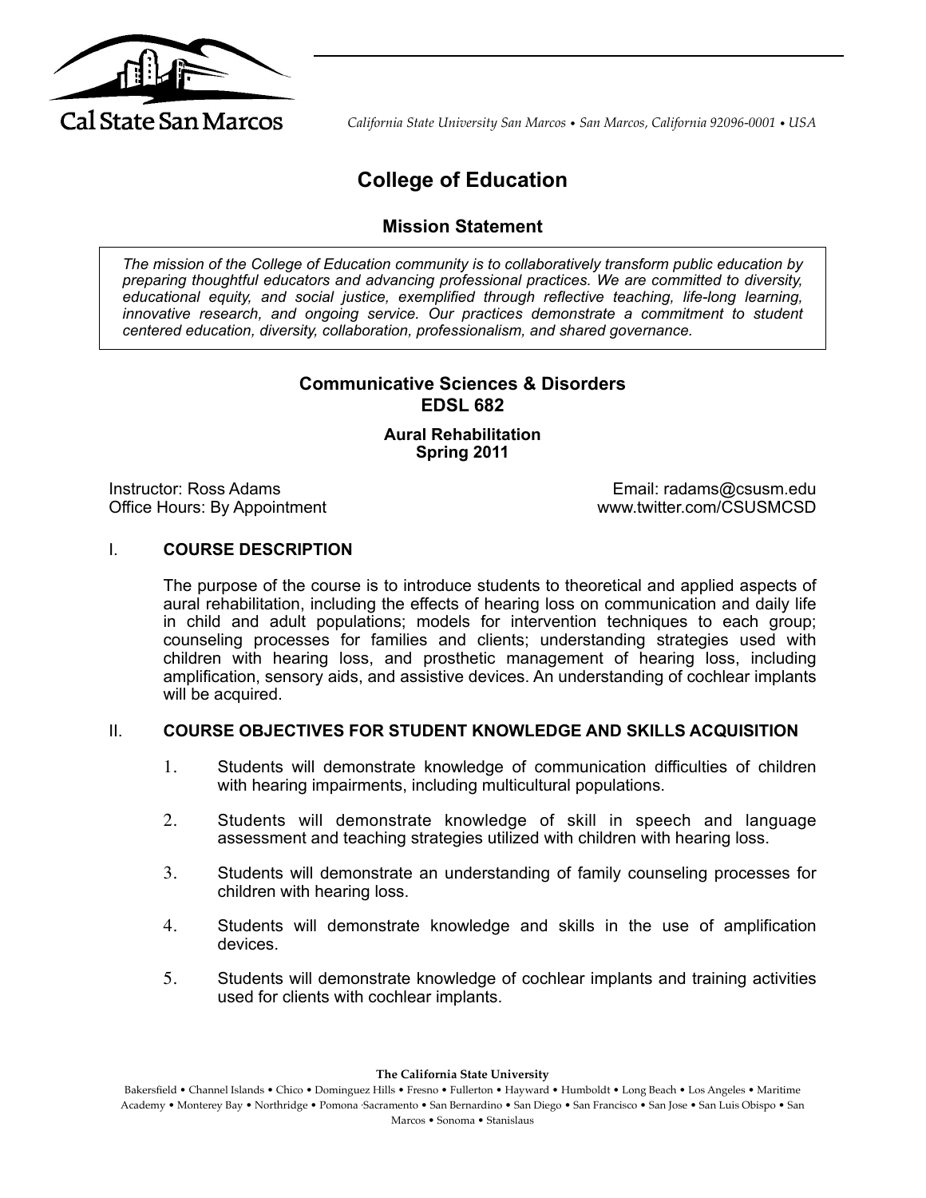Cal State San Marcos

*California State University San Marcos • San Marcos, California 92096-0001 • USA*

# College of Education

## Mission Statement

*The mission of the College of Education community is to collaboratively transform public education by preparing thoughtful educators and advancing professional practices. We are committed to diversity, educational equity, and social justice, exemplified through reflective teaching, life-long learning, innovative research, and ongoing service. Our practices demonstrate a commitment to student centered education, diversity, collaboration, professionalism, and shared governance.*

## Communicative Sciences & Disorders
## EDSL 682

### Aural Rehabilitation
### Spring 2011

Instructor: Ross Adams
Office Hours: By Appointment

Email: radams@csusm.edu
www.twitter.com/CSUSMCSD

## I. COURSE DESCRIPTION

The purpose of the course is to introduce students to theoretical and applied aspects of aural rehabilitation, including the effects of hearing loss on communication and daily life in child and adult populations; models for intervention techniques to each group; counseling processes for families and clients; understanding strategies used with children with hearing loss, and prosthetic management of hearing loss, including amplification, sensory aids, and assistive devices. An understanding of cochlear implants will be acquired.

## II. COURSE OBJECTIVES FOR STUDENT KNOWLEDGE AND SKILLS ACQUISITION

1. Students will demonstrate knowledge of communication difficulties of children with hearing impairments, including multicultural populations.
2. Students will demonstrate knowledge of skill in speech and language assessment and teaching strategies utilized with children with hearing loss.
3. Students will demonstrate an understanding of family counseling processes for children with hearing loss.
4. Students will demonstrate knowledge and skills in the use of amplification devices.
5. Students will demonstrate knowledge of cochlear implants and training activities used for clients with cochlear implants.

**The California State University**

Bakersfield • Channel Islands • Chico • Dominguez Hills • Fresno • Fullerton • Hayward • Humboldt • Long Beach • Los Angeles • Maritime Academy • Monterey Bay • Northridge • Pomona ·Sacramento • San Bernardino • San Diego • San Francisco • San Jose • San Luis Obispo • San Marcos • Sonoma • Stanislaus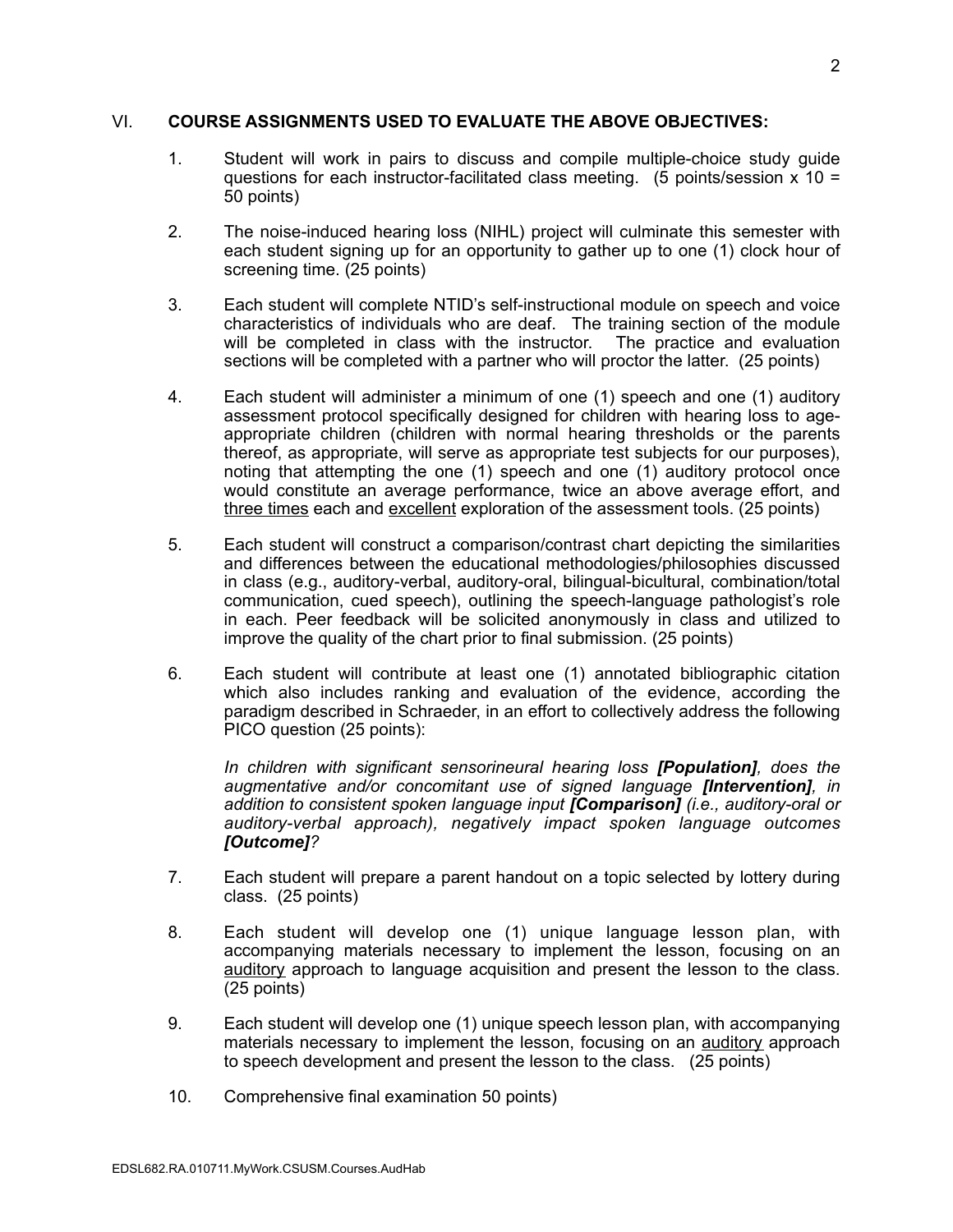## VI. COURSE ASSIGNMENTS USED TO EVALUATE THE ABOVE OBJECTIVES:

1. Student will work in pairs to discuss and compile multiple-choice study guide questions for each instructor-facilitated class meeting. (5 points/session x 10 = 50 points)

2. The noise-induced hearing loss (NIHL) project will culminate this semester with each student signing up for an opportunity to gather up to one (1) clock hour of screening time. (25 points)

3. Each student will complete NTID's self-instructional module on speech and voice characteristics of individuals who are deaf. The training section of the module will be completed in class with the instructor. The practice and evaluation sections will be completed with a partner who will proctor the latter. (25 points)

4. Each student will administer a minimum of one (1) speech and one (1) auditory assessment protocol specifically designed for children with hearing loss to age-appropriate children (children with normal hearing thresholds or the parents thereof, as appropriate, will serve as appropriate test subjects for our purposes), noting that attempting the one (1) speech and one (1) auditory protocol once would constitute an average performance, twice an above average effort, and <u>three times</u> each and <u>excellent</u> exploration of the assessment tools. (25 points)

5. Each student will construct a comparison/contrast chart depicting the similarities and differences between the educational methodologies/philosophies discussed in class (e.g., auditory-verbal, auditory-oral, bilingual-bicultural, combination/total communication, cued speech), outlining the speech-language pathologist's role in each. Peer feedback will be solicited anonymously in class and utilized to improve the quality of the chart prior to final submission. (25 points)

6. Each student will contribute at least one (1) annotated bibliographic citation which also includes ranking and evaluation of the evidence, according the paradigm described in Schraeder, in an effort to collectively address the following PICO question (25 points):

   *In children with significant sensorineural hearing loss **[Population]**, does the augmentative and/or concomitant use of signed language **[Intervention]**, in addition to consistent spoken language input **[Comparison]** (i.e., auditory-oral or auditory-verbal approach), negatively impact spoken language outcomes **[Outcome]**?*

7. Each student will prepare a parent handout on a topic selected by lottery during class. (25 points)

8. Each student will develop one (1) unique language lesson plan, with accompanying materials necessary to implement the lesson, focusing on an <u>auditory</u> approach to language acquisition and present the lesson to the class. (25 points)

9. Each student will develop one (1) unique speech lesson plan, with accompanying materials necessary to implement the lesson, focusing on an <u>auditory</u> approach to speech development and present the lesson to the class. (25 points)

10. Comprehensive final examination 50 points)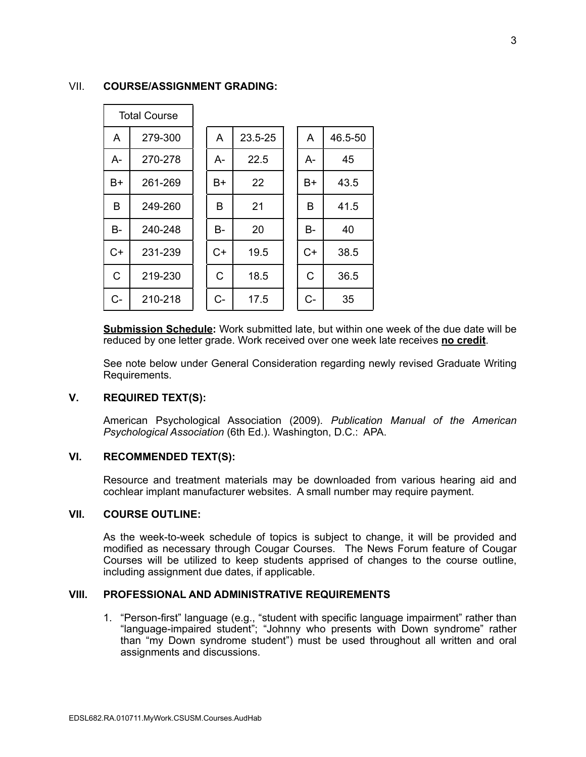## VII. COURSE/ASSIGNMENT GRADING:

| Total Course | | | | | | |
|---|---|---|---|---|---|---|
| A | 279-300 | | A | 23.5-25 | A | 46.5-50 |
| A- | 270-278 | | A- | 22.5 | A- | 45 |
| B+ | 261-269 | | B+ | 22 | B+ | 43.5 |
| B | 249-260 | | B | 21 | B | 41.5 |
| B- | 240-248 | | B- | 20 | B- | 40 |
| C+ | 231-239 | | C+ | 19.5 | C+ | 38.5 |
| C | 219-230 | | C | 18.5 | C | 36.5 |
| C- | 210-218 | | C- | 17.5 | C- | 35 |

**Submission Schedule:** Work submitted late, but within one week of the due date will be reduced by one letter grade. Work received over one week late receives **no credit**.

See note below under General Consideration regarding newly revised Graduate Writing Requirements.

## V. REQUIRED TEXT(S):

American Psychological Association (2009). *Publication Manual of the American Psychological Association* (6th Ed.). Washington, D.C.: APA.

## VI. RECOMMENDED TEXT(S):

Resource and treatment materials may be downloaded from various hearing aid and cochlear implant manufacturer websites. A small number may require payment.

## VII. COURSE OUTLINE:

As the week-to-week schedule of topics is subject to change, it will be provided and modified as necessary through Cougar Courses. The News Forum feature of Cougar Courses will be utilized to keep students apprised of changes to the course outline, including assignment due dates, if applicable.

## VIII. PROFESSIONAL AND ADMINISTRATIVE REQUIREMENTS

1. "Person-first" language (e.g., "student with specific language impairment" rather than "language-impaired student"; "Johnny who presents with Down syndrome" rather than "my Down syndrome student") must be used throughout all written and oral assignments and discussions.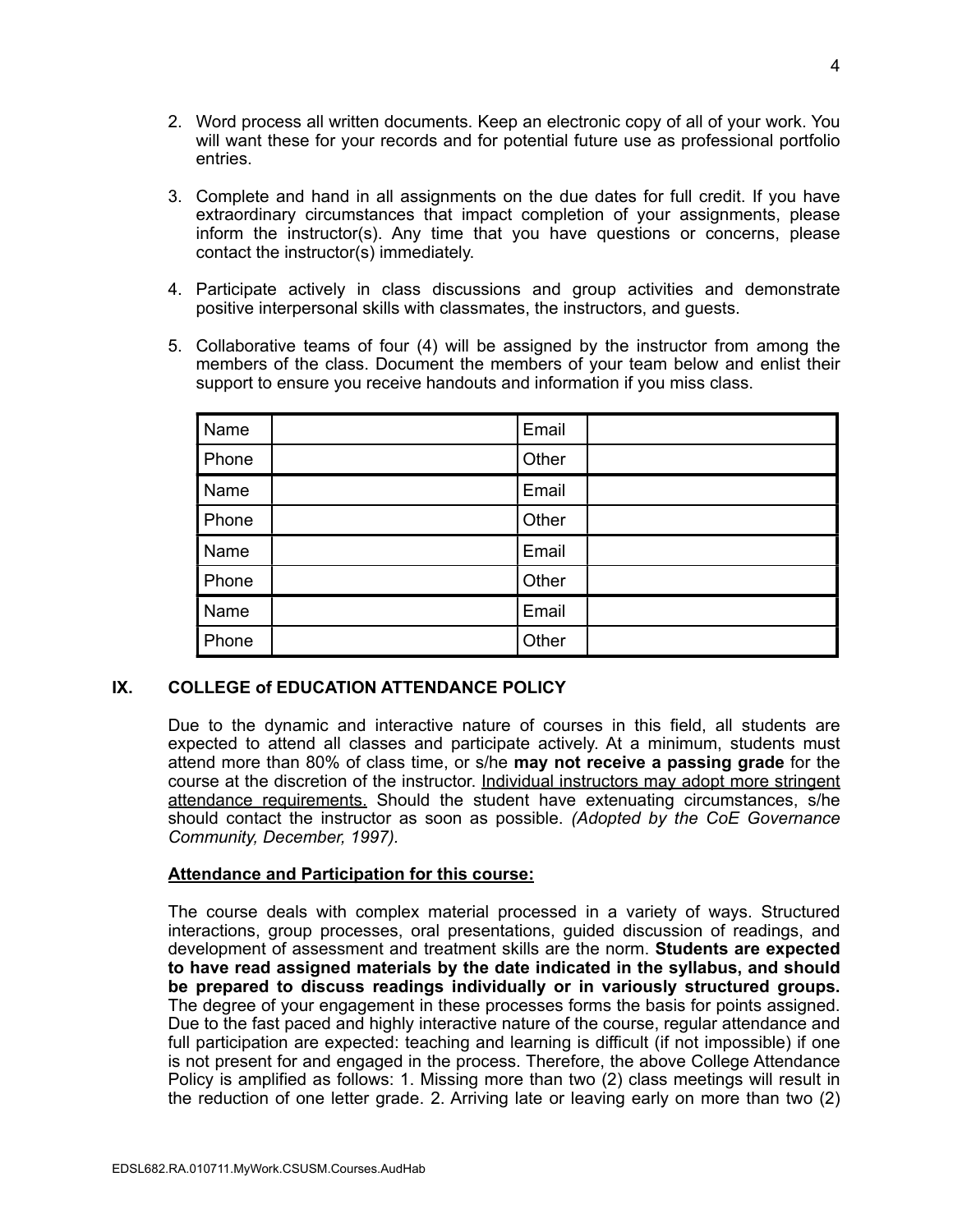2. Word process all written documents. Keep an electronic copy of all of your work. You will want these for your records and for potential future use as professional portfolio entries.

3. Complete and hand in all assignments on the due dates for full credit. If you have extraordinary circumstances that impact completion of your assignments, please inform the instructor(s). Any time that you have questions or concerns, please contact the instructor(s) immediately.

4. Participate actively in class discussions and group activities and demonstrate positive interpersonal skills with classmates, the instructors, and guests.

5. Collaborative teams of four (4) will be assigned by the instructor from among the members of the class. Document the members of your team below and enlist their support to ensure you receive handouts and information if you miss class.

| Name | | Email | |
|---|---|---|---|
| Phone | | Other | |
| Name | | Email | |
| Phone | | Other | |
| Name | | Email | |
| Phone | | Other | |
| Name | | Email | |
| Phone | | Other | |

## IX. COLLEGE of EDUCATION ATTENDANCE POLICY

Due to the dynamic and interactive nature of courses in this field, all students are expected to attend all classes and participate actively. At a minimum, students must attend more than 80% of class time, or s/he **may not receive a passing grade** for the course at the discretion of the instructor. Individual instructors may adopt more stringent attendance requirements. Should the student have extenuating circumstances, s/he should contact the instructor as soon as possible. *(Adopted by the CoE Governance Community, December, 1997).*

**Attendance and Participation for this course:**

The course deals with complex material processed in a variety of ways. Structured interactions, group processes, oral presentations, guided discussion of readings, and development of assessment and treatment skills are the norm. **Students are expected to have read assigned materials by the date indicated in the syllabus, and should be prepared to discuss readings individually or in variously structured groups.** The degree of your engagement in these processes forms the basis for points assigned. Due to the fast paced and highly interactive nature of the course, regular attendance and full participation are expected: teaching and learning is difficult (if not impossible) if one is not present for and engaged in the process. Therefore, the above College Attendance Policy is amplified as follows: 1. Missing more than two (2) class meetings will result in the reduction of one letter grade. 2. Arriving late or leaving early on more than two (2)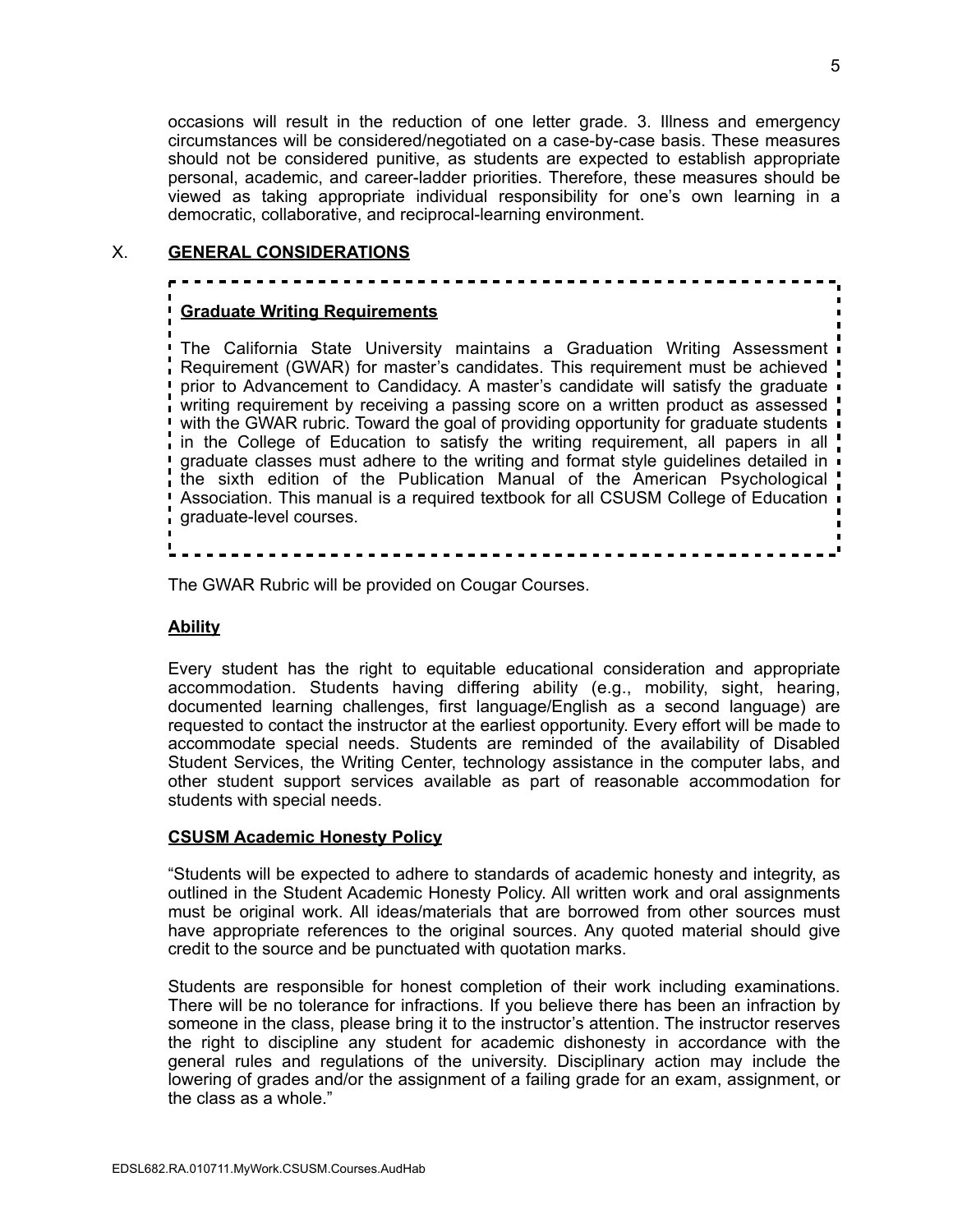occasions will result in the reduction of one letter grade. 3. Illness and emergency circumstances will be considered/negotiated on a case-by-case basis. These measures should not be considered punitive, as students are expected to establish appropriate personal, academic, and career-ladder priorities. Therefore, these measures should be viewed as taking appropriate individual responsibility for one's own learning in a democratic, collaborative, and reciprocal-learning environment.

## X. GENERAL CONSIDERATIONS

### Graduate Writing Requirements

The California State University maintains a Graduation Writing Assessment Requirement (GWAR) for master's candidates. This requirement must be achieved prior to Advancement to Candidacy. A master's candidate will satisfy the graduate writing requirement by receiving a passing score on a written product as assessed with the GWAR rubric. Toward the goal of providing opportunity for graduate students in the College of Education to satisfy the writing requirement, all papers in all graduate classes must adhere to the writing and format style guidelines detailed in the sixth edition of the Publication Manual of the American Psychological Association. This manual is a required textbook for all CSUSM College of Education graduate-level courses.

The GWAR Rubric will be provided on Cougar Courses.

### Ability

Every student has the right to equitable educational consideration and appropriate accommodation. Students having differing ability (e.g., mobility, sight, hearing, documented learning challenges, first language/English as a second language) are requested to contact the instructor at the earliest opportunity. Every effort will be made to accommodate special needs. Students are reminded of the availability of Disabled Student Services, the Writing Center, technology assistance in the computer labs, and other student support services available as part of reasonable accommodation for students with special needs.

### CSUSM Academic Honesty Policy

"Students will be expected to adhere to standards of academic honesty and integrity, as outlined in the Student Academic Honesty Policy. All written work and oral assignments must be original work. All ideas/materials that are borrowed from other sources must have appropriate references to the original sources. Any quoted material should give credit to the source and be punctuated with quotation marks.

Students are responsible for honest completion of their work including examinations. There will be no tolerance for infractions. If you believe there has been an infraction by someone in the class, please bring it to the instructor's attention. The instructor reserves the right to discipline any student for academic dishonesty in accordance with the general rules and regulations of the university. Disciplinary action may include the lowering of grades and/or the assignment of a failing grade for an exam, assignment, or the class as a whole."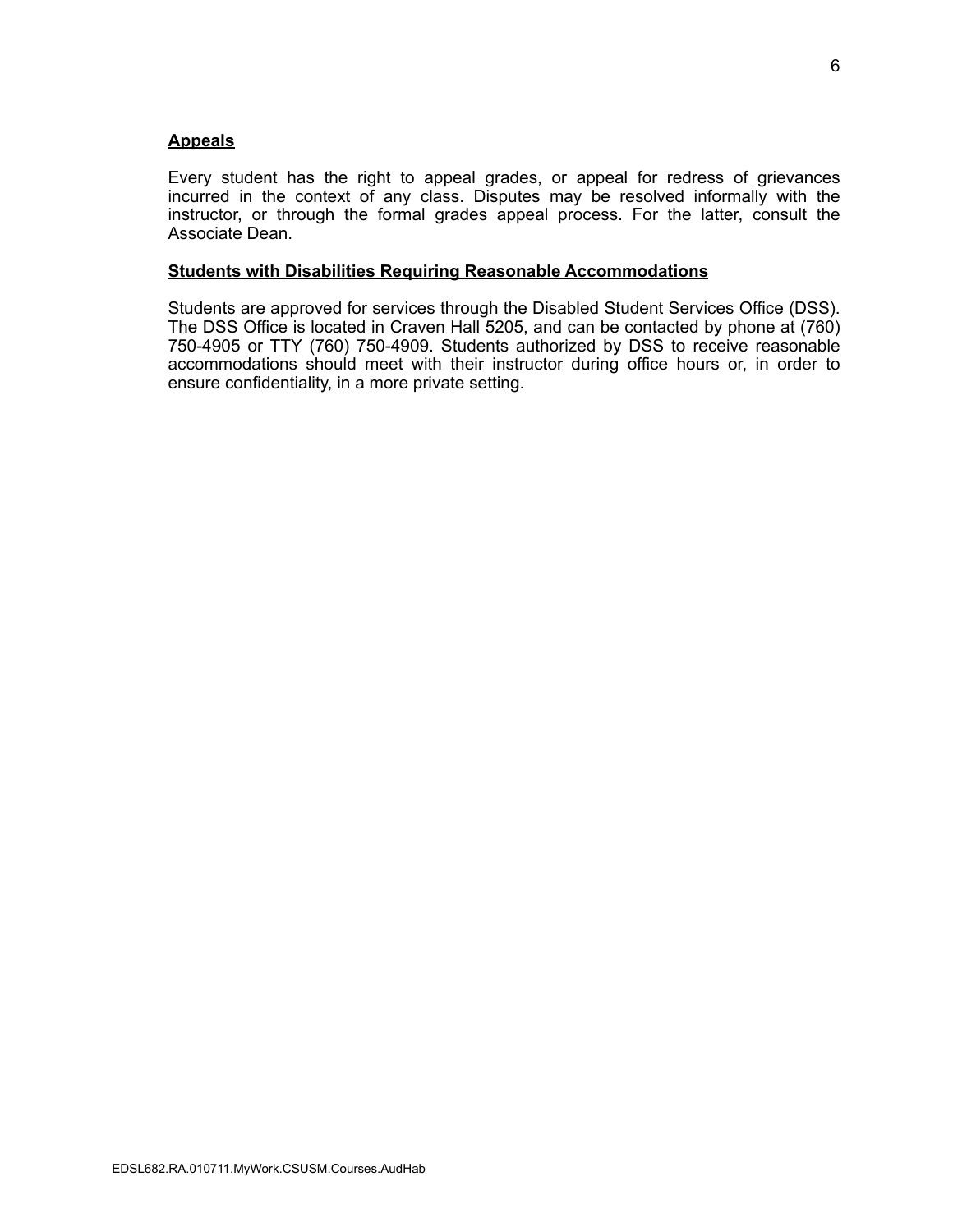**Appeals**

Every student has the right to appeal grades, or appeal for redress of grievances incurred in the context of any class. Disputes may be resolved informally with the instructor, or through the formal grades appeal process. For the latter, consult the Associate Dean.

**Students with Disabilities Requiring Reasonable Accommodations**

Students are approved for services through the Disabled Student Services Office (DSS). The DSS Office is located in Craven Hall 5205, and can be contacted by phone at (760) 750-4905 or TTY (760) 750-4909. Students authorized by DSS to receive reasonable accommodations should meet with their instructor during office hours or, in order to ensure confidentiality, in a more private setting.